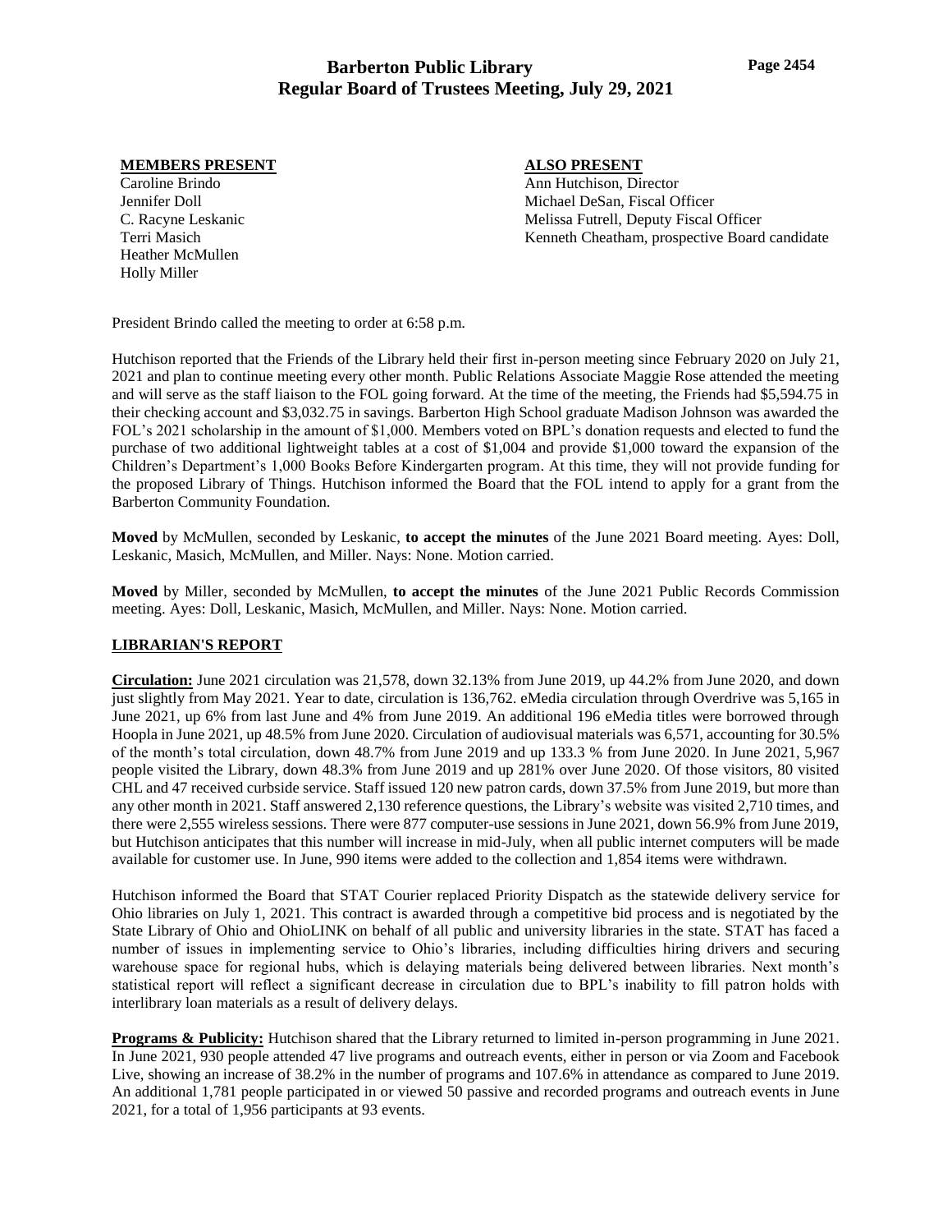# Barberton Public Library
## Regular Board of Trustees Meeting, July 29, 2021

| **MEMBERS PRESENT** | **ALSO PRESENT** |
|---|---|
| Caroline Brindo | Ann Hutchison, Director |
| Jennifer Doll | Michael DeSan, Fiscal Officer |
| C. Racyne Leskanic | Melissa Futrell, Deputy Fiscal Officer |
| Terri Masich | Kenneth Cheatham, prospective Board candidate |
| Heather McMullen | |
| Holly Miller | |

President Brindo called the meeting to order at 6:58 p.m.

Hutchison reported that the Friends of the Library held their first in-person meeting since February 2020 on July 21, 2021 and plan to continue meeting every other month. Public Relations Associate Maggie Rose attended the meeting and will serve as the staff liaison to the FOL going forward. At the time of the meeting, the Friends had $5,594.75 in their checking account and $3,032.75 in savings. Barberton High School graduate Madison Johnson was awarded the FOL's 2021 scholarship in the amount of $1,000. Members voted on BPL's donation requests and elected to fund the purchase of two additional lightweight tables at a cost of $1,004 and provide $1,000 toward the expansion of the Children's Department's 1,000 Books Before Kindergarten program. At this time, they will not provide funding for the proposed Library of Things. Hutchison informed the Board that the FOL intend to apply for a grant from the Barberton Community Foundation.

**Moved** by McMullen, seconded by Leskanic, **to accept the minutes** of the June 2021 Board meeting. Ayes: Doll, Leskanic, Masich, McMullen, and Miller. Nays: None. Motion carried.

**Moved** by Miller, seconded by McMullen, **to accept the minutes** of the June 2021 Public Records Commission meeting. Ayes: Doll, Leskanic, Masich, McMullen, and Miller. Nays: None. Motion carried.

## LIBRARIAN'S REPORT

**Circulation:** June 2021 circulation was 21,578, down 32.13% from June 2019, up 44.2% from June 2020, and down just slightly from May 2021. Year to date, circulation is 136,762. eMedia circulation through Overdrive was 5,165 in June 2021, up 6% from last June and 4% from June 2019. An additional 196 eMedia titles were borrowed through Hoopla in June 2021, up 48.5% from June 2020. Circulation of audiovisual materials was 6,571, accounting for 30.5% of the month's total circulation, down 48.7% from June 2019 and up 133.3 % from June 2020. In June 2021, 5,967 people visited the Library, down 48.3% from June 2019 and up 281% over June 2020. Of those visitors, 80 visited CHL and 47 received curbside service. Staff issued 120 new patron cards, down 37.5% from June 2019, but more than any other month in 2021. Staff answered 2,130 reference questions, the Library's website was visited 2,710 times, and there were 2,555 wireless sessions. There were 877 computer-use sessions in June 2021, down 56.9% from June 2019, but Hutchison anticipates that this number will increase in mid-July, when all public internet computers will be made available for customer use. In June, 990 items were added to the collection and 1,854 items were withdrawn.

Hutchison informed the Board that STAT Courier replaced Priority Dispatch as the statewide delivery service for Ohio libraries on July 1, 2021. This contract is awarded through a competitive bid process and is negotiated by the State Library of Ohio and OhioLINK on behalf of all public and university libraries in the state. STAT has faced a number of issues in implementing service to Ohio's libraries, including difficulties hiring drivers and securing warehouse space for regional hubs, which is delaying materials being delivered between libraries. Next month's statistical report will reflect a significant decrease in circulation due to BPL's inability to fill patron holds with interlibrary loan materials as a result of delivery delays.

**Programs & Publicity:** Hutchison shared that the Library returned to limited in-person programming in June 2021. In June 2021, 930 people attended 47 live programs and outreach events, either in person or via Zoom and Facebook Live, showing an increase of 38.2% in the number of programs and 107.6% in attendance as compared to June 2019. An additional 1,781 people participated in or viewed 50 passive and recorded programs and outreach events in June 2021, for a total of 1,956 participants at 93 events.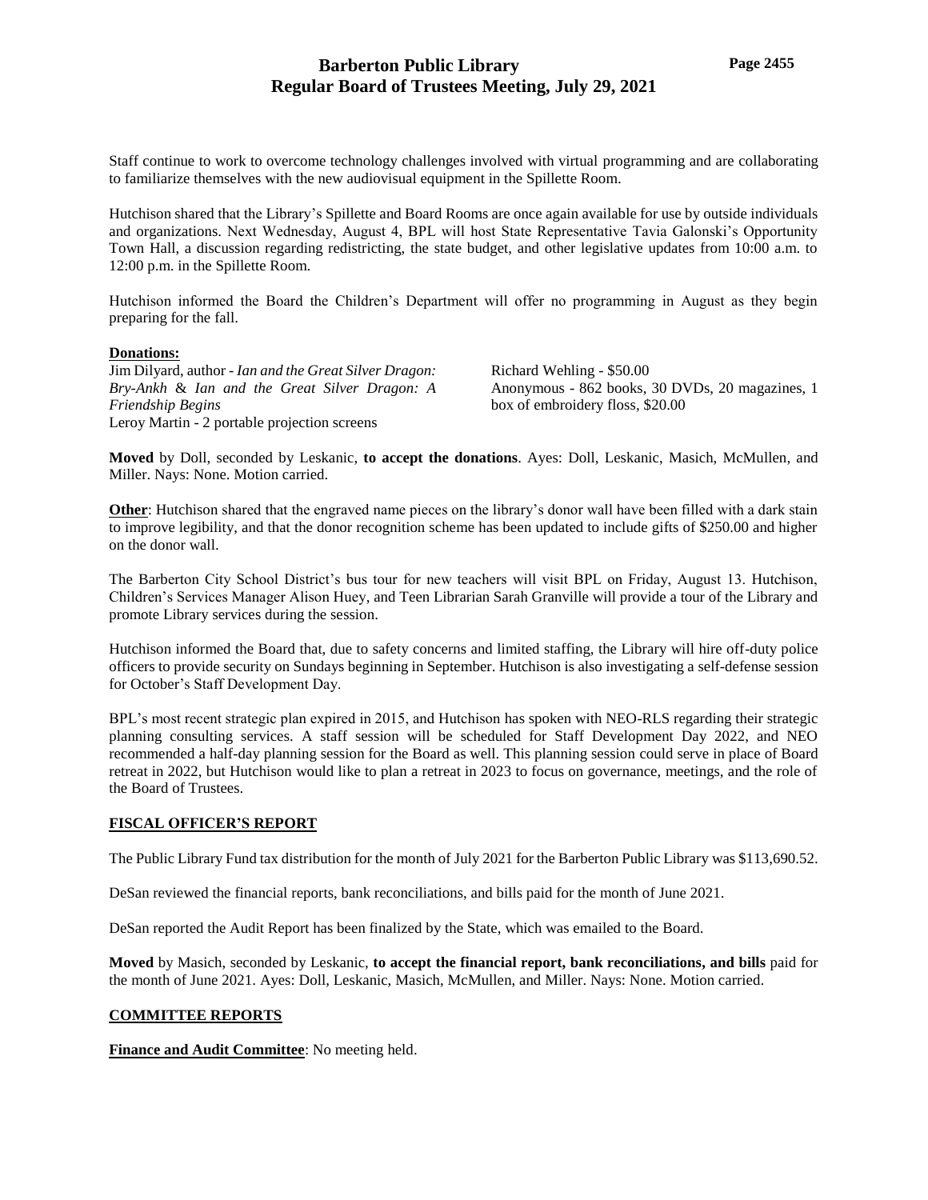Staff continue to work to overcome technology challenges involved with virtual programming and are collaborating to familiarize themselves with the new audiovisual equipment in the Spillette Room.

Hutchison shared that the Library's Spillette and Board Rooms are once again available for use by outside individuals and organizations. Next Wednesday, August 4, BPL will host State Representative Tavia Galonski's Opportunity Town Hall, a discussion regarding redistricting, the state budget, and other legislative updates from 10:00 a.m. to 12:00 p.m. in the Spillette Room.

Hutchison informed the Board the Children's Department will offer no programming in August as they begin preparing for the fall.

**Donations:**

Jim Dilyard, author - *Ian and the Great Silver Dragon: Bry-Ankh* & *Ian and the Great Silver Dragon: A Friendship Begins*
Leroy Martin - 2 portable projection screens
Richard Wehling - $50.00
Anonymous - 862 books, 30 DVDs, 20 magazines, 1 box of embroidery floss, $20.00

**Moved** by Doll, seconded by Leskanic, **to accept the donations**. Ayes: Doll, Leskanic, Masich, McMullen, and Miller. Nays: None. Motion carried.

**Other**: Hutchison shared that the engraved name pieces on the library's donor wall have been filled with a dark stain to improve legibility, and that the donor recognition scheme has been updated to include gifts of $250.00 and higher on the donor wall.

The Barberton City School District's bus tour for new teachers will visit BPL on Friday, August 13. Hutchison, Children's Services Manager Alison Huey, and Teen Librarian Sarah Granville will provide a tour of the Library and promote Library services during the session.

Hutchison informed the Board that, due to safety concerns and limited staffing, the Library will hire off-duty police officers to provide security on Sundays beginning in September. Hutchison is also investigating a self-defense session for October's Staff Development Day.

BPL's most recent strategic plan expired in 2015, and Hutchison has spoken with NEO-RLS regarding their strategic planning consulting services. A staff session will be scheduled for Staff Development Day 2022, and NEO recommended a half-day planning session for the Board as well. This planning session could serve in place of Board retreat in 2022, but Hutchison would like to plan a retreat in 2023 to focus on governance, meetings, and the role of the Board of Trustees.

## FISCAL OFFICER'S REPORT

The Public Library Fund tax distribution for the month of July 2021 for the Barberton Public Library was $113,690.52.

DeSan reviewed the financial reports, bank reconciliations, and bills paid for the month of June 2021.

DeSan reported the Audit Report has been finalized by the State, which was emailed to the Board.

**Moved** by Masich, seconded by Leskanic, **to accept the financial report, bank reconciliations, and bills** paid for the month of June 2021. Ayes: Doll, Leskanic, Masich, McMullen, and Miller. Nays: None. Motion carried.

## COMMITTEE REPORTS

**Finance and Audit Committee**: No meeting held.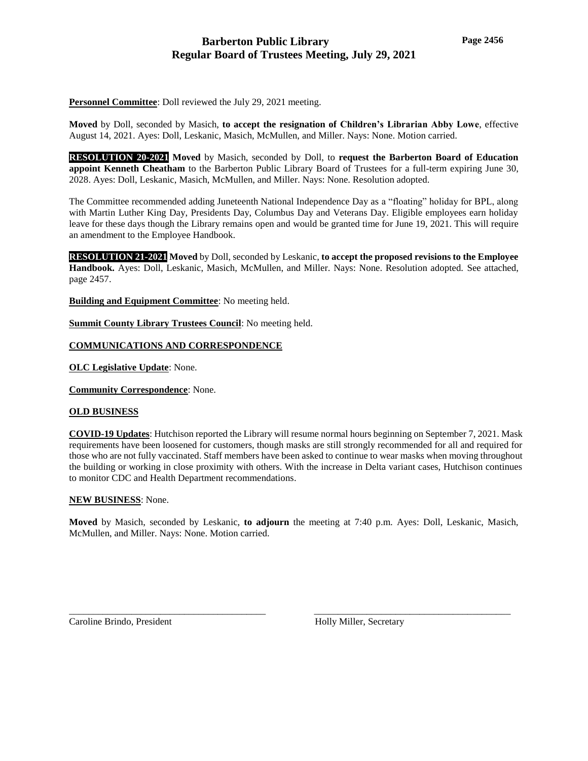**Personnel Committee**: Doll reviewed the July 29, 2021 meeting.

**Moved** by Doll, seconded by Masich, **to accept the resignation of Children's Librarian Abby Lowe**, effective August 14, 2021. Ayes: Doll, Leskanic, Masich, McMullen, and Miller. Nays: None. Motion carried.

**RESOLUTION 20-2021** **Moved** by Masich, seconded by Doll, to **request the Barberton Board of Education appoint Kenneth Cheatham** to the Barberton Public Library Board of Trustees for a full-term expiring June 30, 2028. Ayes: Doll, Leskanic, Masich, McMullen, and Miller. Nays: None. Resolution adopted.

The Committee recommended adding Juneteenth National Independence Day as a "floating" holiday for BPL, along with Martin Luther King Day, Presidents Day, Columbus Day and Veterans Day. Eligible employees earn holiday leave for these days though the Library remains open and would be granted time for June 19, 2021. This will require an amendment to the Employee Handbook.

**RESOLUTION 21-2021** **Moved** by Doll, seconded by Leskanic, **to accept the proposed revisions to the Employee Handbook.** Ayes: Doll, Leskanic, Masich, McMullen, and Miller. Nays: None. Resolution adopted. See attached, page 2457.

**Building and Equipment Committee**: No meeting held.

**Summit County Library Trustees Council**: No meeting held.

**COMMUNICATIONS AND CORRESPONDENCE**

**OLC Legislative Update**: None.

**Community Correspondence**: None.

**OLD BUSINESS**

**COVID-19 Updates**: Hutchison reported the Library will resume normal hours beginning on September 7, 2021. Mask requirements have been loosened for customers, though masks are still strongly recommended for all and required for those who are not fully vaccinated. Staff members have been asked to continue to wear masks when moving throughout the building or working in close proximity with others. With the increase in Delta variant cases, Hutchison continues to monitor CDC and Health Department recommendations.

**NEW BUSINESS**: None.

**Moved** by Masich, seconded by Leskanic, **to adjourn** the meeting at 7:40 p.m. Ayes: Doll, Leskanic, Masich, McMullen, and Miller. Nays: None. Motion carried.

\_\_\_\_\_\_\_\_\_\_\_\_\_\_\_\_\_\_\_\_\_\_\_\_\_\_\_\_\_\_\_\_\_\_\_\_\_\_\_\_
Caroline Brindo, President

\_\_\_\_\_\_\_\_\_\_\_\_\_\_\_\_\_\_\_\_\_\_\_\_\_\_\_\_\_\_\_\_\_\_\_\_\_\_\_\_
Holly Miller, Secretary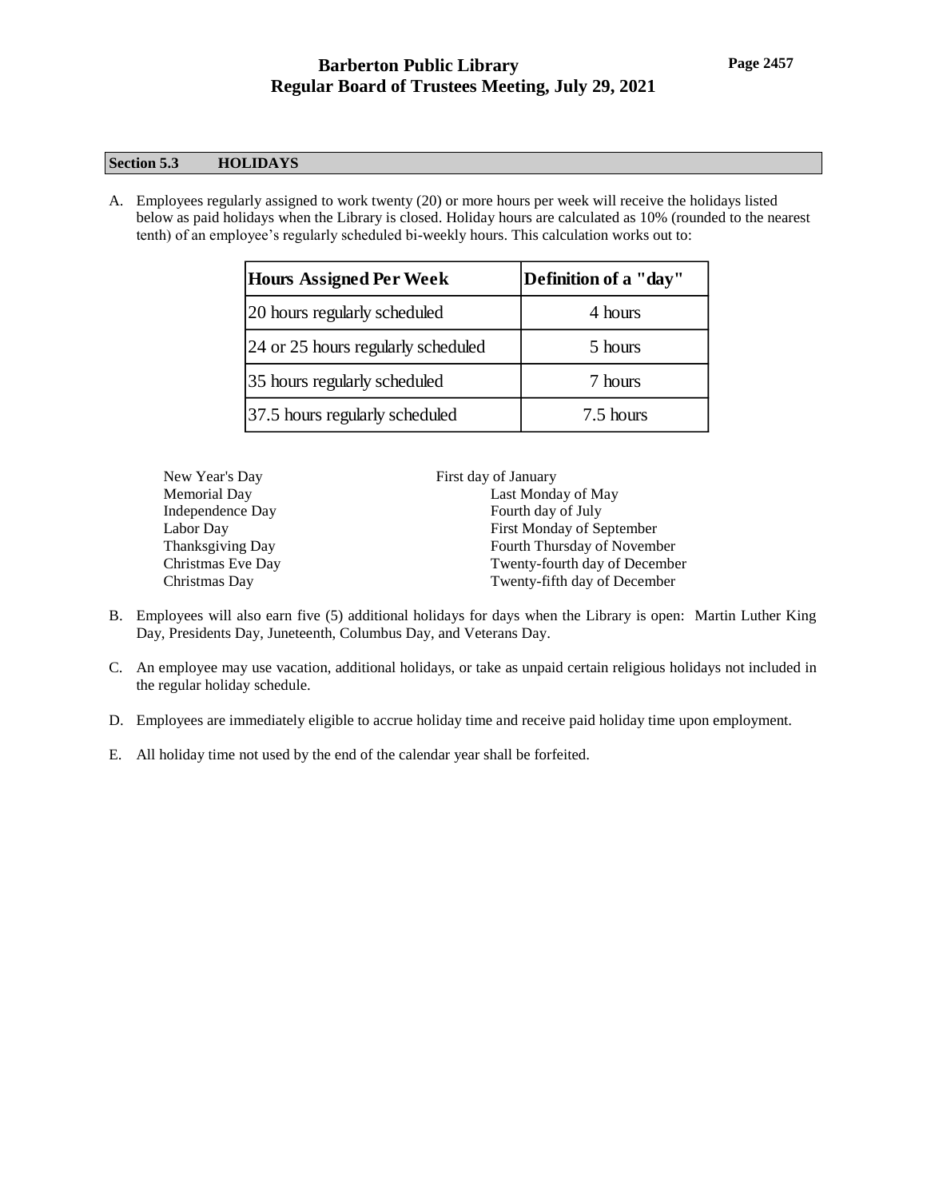## Section 5.3 HOLIDAYS

A. Employees regularly assigned to work twenty (20) or more hours per week will receive the holidays listed below as paid holidays when the Library is closed. Holiday hours are calculated as 10% (rounded to the nearest tenth) of an employee's regularly scheduled bi-weekly hours. This calculation works out to:

| Hours Assigned Per Week | Definition of a "day" |
|---|---|
| 20 hours regularly scheduled | 4 hours |
| 24 or 25 hours regularly scheduled | 5 hours |
| 35 hours regularly scheduled | 7 hours |
| 37.5 hours regularly scheduled | 7.5 hours |

| | |
|---|---|
| New Year's Day | First day of January |
| Memorial Day | Last Monday of May |
| Independence Day | Fourth day of July |
| Labor Day | First Monday of September |
| Thanksgiving Day | Fourth Thursday of November |
| Christmas Eve Day | Twenty-fourth day of December |
| Christmas Day | Twenty-fifth day of December |

B. Employees will also earn five (5) additional holidays for days when the Library is open: Martin Luther King Day, Presidents Day, Juneteenth, Columbus Day, and Veterans Day.

C. An employee may use vacation, additional holidays, or take as unpaid certain religious holidays not included in the regular holiday schedule.

D. Employees are immediately eligible to accrue holiday time and receive paid holiday time upon employment.

E. All holiday time not used by the end of the calendar year shall be forfeited.